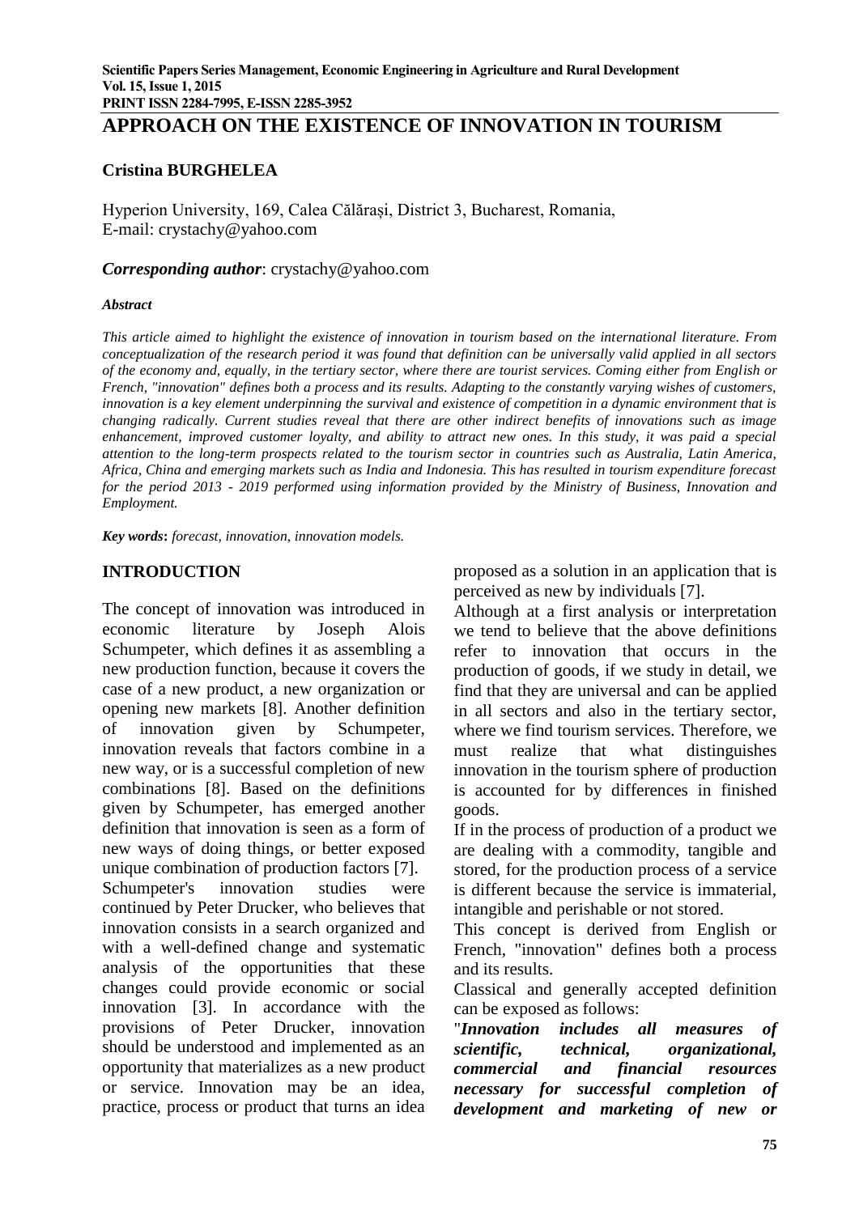# APPROACH ON THE EXISTENCE OF INNOVATION IN TOURISM

**Cristina BURGHELEA**

Hyperion University, 169, Calea Călărași, District 3, Bucharest, Romania,
E-mail: crystachy@yahoo.com

***Corresponding author***: crystachy@yahoo.com

***Abstract***

*This article aimed to highlight the existence of innovation in tourism based on the international literature. From conceptualization of the research period it was found that definition can be universally valid applied in all sectors of the economy and, equally, in the tertiary sector, where there are tourist services. Coming either from English or French, "innovation" defines both a process and its results. Adapting to the constantly varying wishes of customers, innovation is a key element underpinning the survival and existence of competition in a dynamic environment that is changing radically. Current studies reveal that there are other indirect benefits of innovations such as image enhancement, improved customer loyalty, and ability to attract new ones. In this study, it was paid a special attention to the long-term prospects related to the tourism sector in countries such as Australia, Latin America, Africa, China and emerging markets such as India and Indonesia. This has resulted in tourism expenditure forecast for the period 2013 - 2019 performed using information provided by the Ministry of Business, Innovation and Employment.*

***Key words*:** *forecast, innovation, innovation models.*

## INTRODUCTION

The concept of innovation was introduced in economic literature by Joseph Alois Schumpeter, which defines it as assembling a new production function, because it covers the case of a new product, a new organization or opening new markets [8]. Another definition of innovation given by Schumpeter, innovation reveals that factors combine in a new way, or is a successful completion of new combinations [8]. Based on the definitions given by Schumpeter, has emerged another definition that innovation is seen as a form of new ways of doing things, or better exposed unique combination of production factors [7].

Schumpeter's innovation studies were continued by Peter Drucker, who believes that innovation consists in a search organized and with a well-defined change and systematic analysis of the opportunities that these changes could provide economic or social innovation [3]. In accordance with the provisions of Peter Drucker, innovation should be understood and implemented as an opportunity that materializes as a new product or service. Innovation may be an idea, practice, process or product that turns an idea proposed as a solution in an application that is perceived as new by individuals [7].

Although at a first analysis or interpretation we tend to believe that the above definitions refer to innovation that occurs in the production of goods, if we study in detail, we find that they are universal and can be applied in all sectors and also in the tertiary sector, where we find tourism services. Therefore, we must realize that what distinguishes innovation in the tourism sphere of production is accounted for by differences in finished goods.

If in the process of production of a product we are dealing with a commodity, tangible and stored, for the production process of a service is different because the service is immaterial, intangible and perishable or not stored.

This concept is derived from English or French, "innovation" defines both a process and its results.

Classical and generally accepted definition can be exposed as follows:

"***Innovation includes all measures of scientific, technical, organizational, commercial and financial resources necessary for successful completion of development and marketing of new or***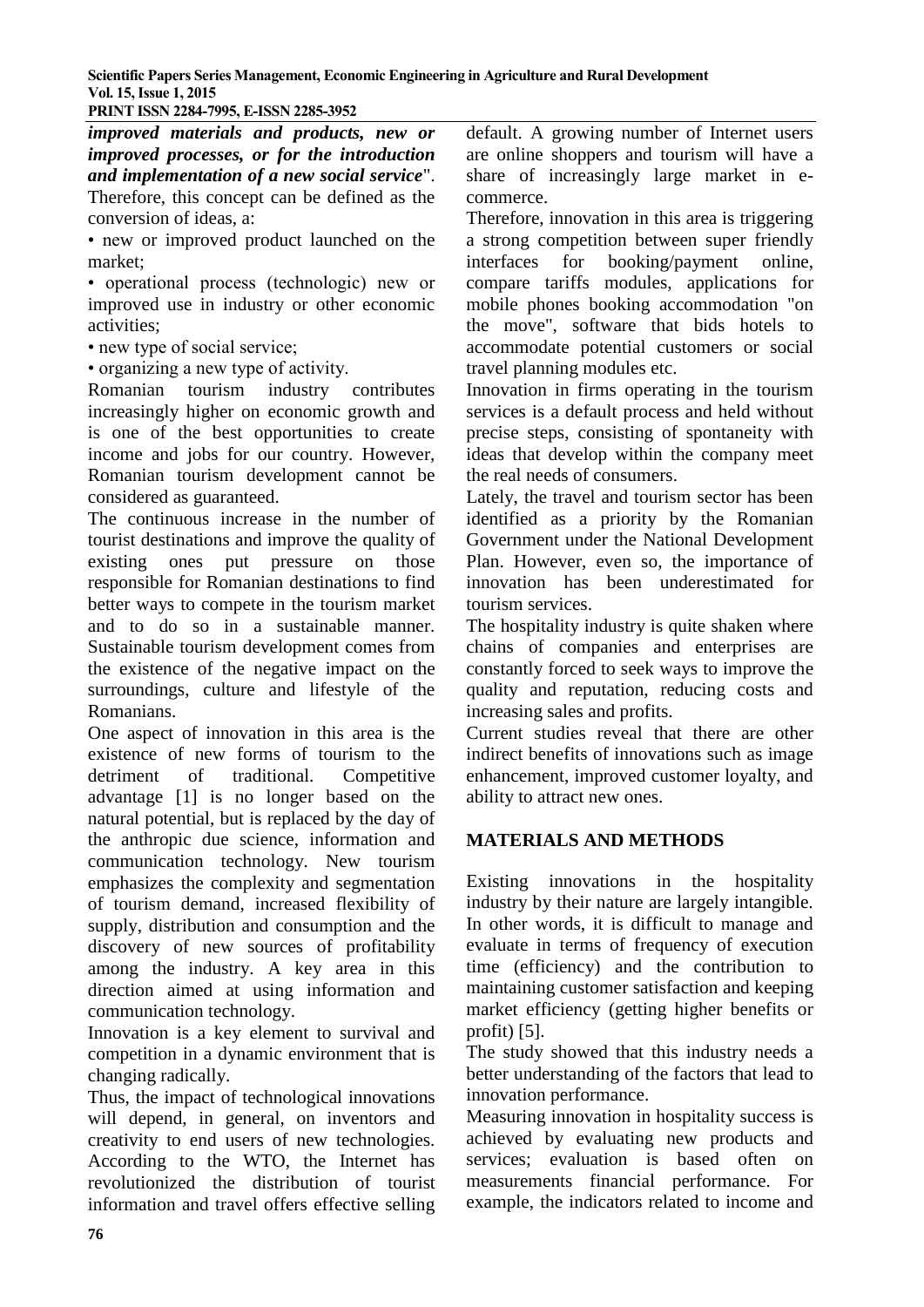***improved materials and products, new or improved processes, or for the introduction and implementation of a new social service***". Therefore, this concept can be defined as the conversion of ideas, a:

• new or improved product launched on the market;

• operational process (technologic) new or improved use in industry or other economic activities;

• new type of social service;

• organizing a new type of activity.

Romanian tourism industry contributes increasingly higher on economic growth and is one of the best opportunities to create income and jobs for our country. However, Romanian tourism development cannot be considered as guaranteed.

The continuous increase in the number of tourist destinations and improve the quality of existing ones put pressure on those responsible for Romanian destinations to find better ways to compete in the tourism market and to do so in a sustainable manner. Sustainable tourism development comes from the existence of the negative impact on the surroundings, culture and lifestyle of the Romanians.

One aspect of innovation in this area is the existence of new forms of tourism to the detriment of traditional. Competitive advantage [1] is no longer based on the natural potential, but is replaced by the day of the anthropic due science, information and communication technology. New tourism emphasizes the complexity and segmentation of tourism demand, increased flexibility of supply, distribution and consumption and the discovery of new sources of profitability among the industry. A key area in this direction aimed at using information and communication technology.

Innovation is a key element to survival and competition in a dynamic environment that is changing radically.

Thus, the impact of technological innovations will depend, in general, on inventors and creativity to end users of new technologies. According to the WTO, the Internet has revolutionized the distribution of tourist information and travel offers effective selling default. A growing number of Internet users are online shoppers and tourism will have a share of increasingly large market in e-commerce.

Therefore, innovation in this area is triggering a strong competition between super friendly interfaces for booking/payment online, compare tariffs modules, applications for mobile phones booking accommodation "on the move", software that bids hotels to accommodate potential customers or social travel planning modules etc.

Innovation in firms operating in the tourism services is a default process and held without precise steps, consisting of spontaneity with ideas that develop within the company meet the real needs of consumers.

Lately, the travel and tourism sector has been identified as a priority by the Romanian Government under the National Development Plan. However, even so, the importance of innovation has been underestimated for tourism services.

The hospitality industry is quite shaken where chains of companies and enterprises are constantly forced to seek ways to improve the quality and reputation, reducing costs and increasing sales and profits.

Current studies reveal that there are other indirect benefits of innovations such as image enhancement, improved customer loyalty, and ability to attract new ones.

## MATERIALS AND METHODS

Existing innovations in the hospitality industry by their nature are largely intangible. In other words, it is difficult to manage and evaluate in terms of frequency of execution time (efficiency) and the contribution to maintaining customer satisfaction and keeping market efficiency (getting higher benefits or profit) [5].

The study showed that this industry needs a better understanding of the factors that lead to innovation performance.

Measuring innovation in hospitality success is achieved by evaluating new products and services; evaluation is based often on measurements financial performance. For example, the indicators related to income and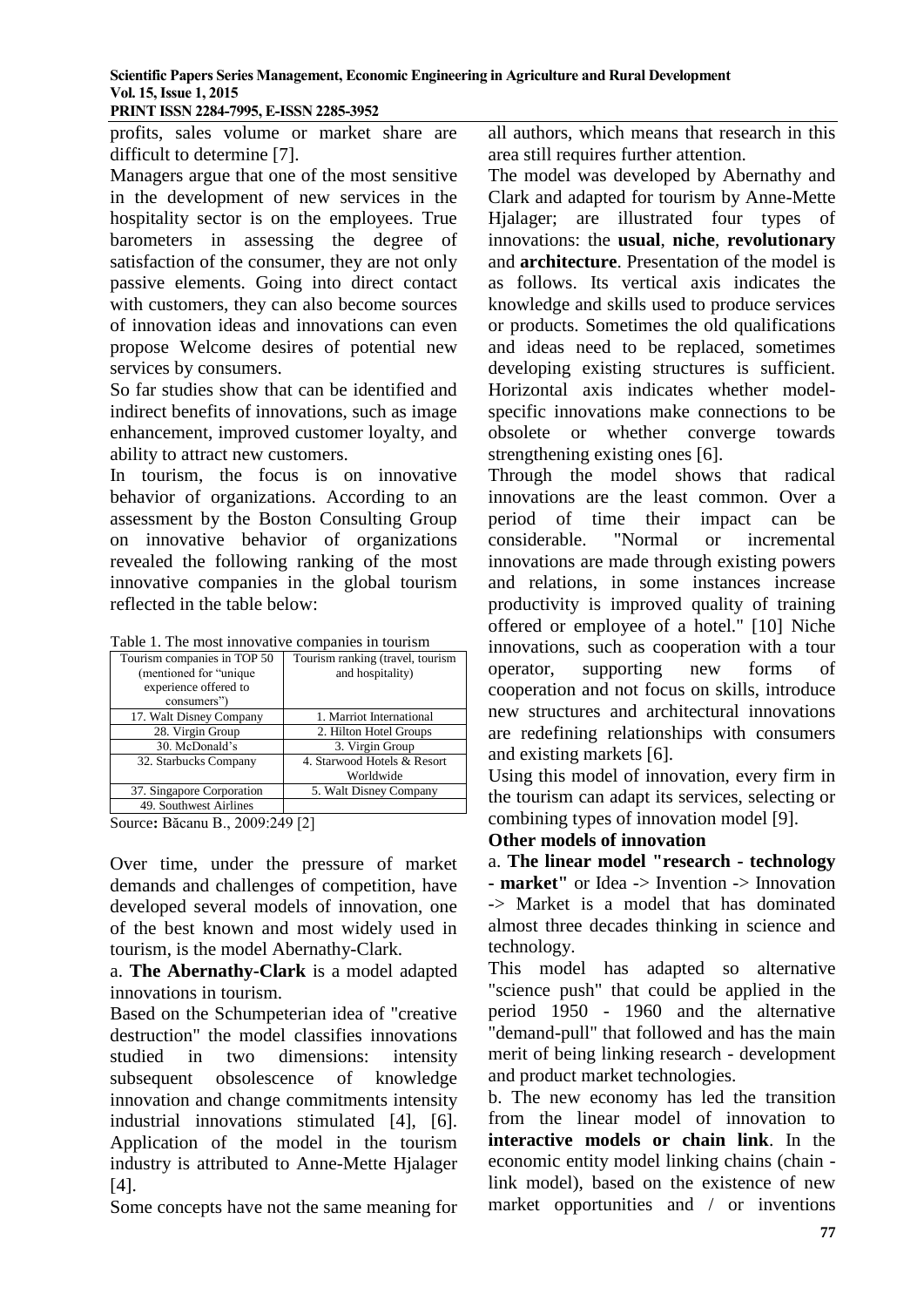profits, sales volume or market share are difficult to determine [7].

Managers argue that one of the most sensitive in the development of new services in the hospitality sector is on the employees. True barometers in assessing the degree of satisfaction of the consumer, they are not only passive elements. Going into direct contact with customers, they can also become sources of innovation ideas and innovations can even propose Welcome desires of potential new services by consumers.

So far studies show that can be identified and indirect benefits of innovations, such as image enhancement, improved customer loyalty, and ability to attract new customers.

In tourism, the focus is on innovative behavior of organizations. According to an assessment by the Boston Consulting Group on innovative behavior of organizations revealed the following ranking of the most innovative companies in the global tourism reflected in the table below:

Table 1. The most innovative companies in tourism

| Tourism companies in TOP 50 (mentioned for "unique experience offered to consumers") | Tourism ranking (travel, tourism and hospitality) |
|---|---|
| 17. Walt Disney Company | 1. Marriot International |
| 28. Virgin Group | 2. Hilton Hotel Groups |
| 30. McDonald's | 3. Virgin Group |
| 32. Starbucks Company | 4. Starwood Hotels & Resort Worldwide |
| 37. Singapore Corporation | 5. Walt Disney Company |
| 49. Southwest Airlines | |

Source**:** Băcanu B., 2009:249 [2]

Over time, under the pressure of market demands and challenges of competition, have developed several models of innovation, one of the best known and most widely used in tourism, is the model Abernathy-Clark.

a. **The Abernathy-Clark** is a model adapted innovations in tourism.

Based on the Schumpeterian idea of "creative destruction" the model classifies innovations studied in two dimensions: intensity subsequent obsolescence of knowledge innovation and change commitments intensity industrial innovations stimulated [4], [6]. Application of the model in the tourism industry is attributed to Anne-Mette Hjalager [4].

Some concepts have not the same meaning for all authors, which means that research in this area still requires further attention.

The model was developed by Abernathy and Clark and adapted for tourism by Anne-Mette Hjalager; are illustrated four types of innovations: the **usual**, **niche**, **revolutionary** and **architecture**. Presentation of the model is as follows. Its vertical axis indicates the knowledge and skills used to produce services or products. Sometimes the old qualifications and ideas need to be replaced, sometimes developing existing structures is sufficient. Horizontal axis indicates whether model-specific innovations make connections to be obsolete or whether converge towards strengthening existing ones [6].

Through the model shows that radical innovations are the least common. Over a period of time their impact can be considerable. "Normal or incremental innovations are made through existing powers and relations, in some instances increase productivity is improved quality of training offered or employee of a hotel." [10] Niche innovations, such as cooperation with a tour operator, supporting new forms of cooperation and not focus on skills, introduce new structures and architectural innovations are redefining relationships with consumers and existing markets [6].

Using this model of innovation, every firm in the tourism can adapt its services, selecting or combining types of innovation model [9].

**Other models of innovation**

a. **The linear model "research - technology - market"** or Idea -> Invention -> Innovation -> Market is a model that has dominated almost three decades thinking in science and technology.

This model has adapted so alternative "science push" that could be applied in the period 1950 - 1960 and the alternative "demand-pull" that followed and has the main merit of being linking research - development and product market technologies.

b. The new economy has led the transition from the linear model of innovation to **interactive models or chain link**. In the economic entity model linking chains (chain - link model), based on the existence of new market opportunities and / or inventions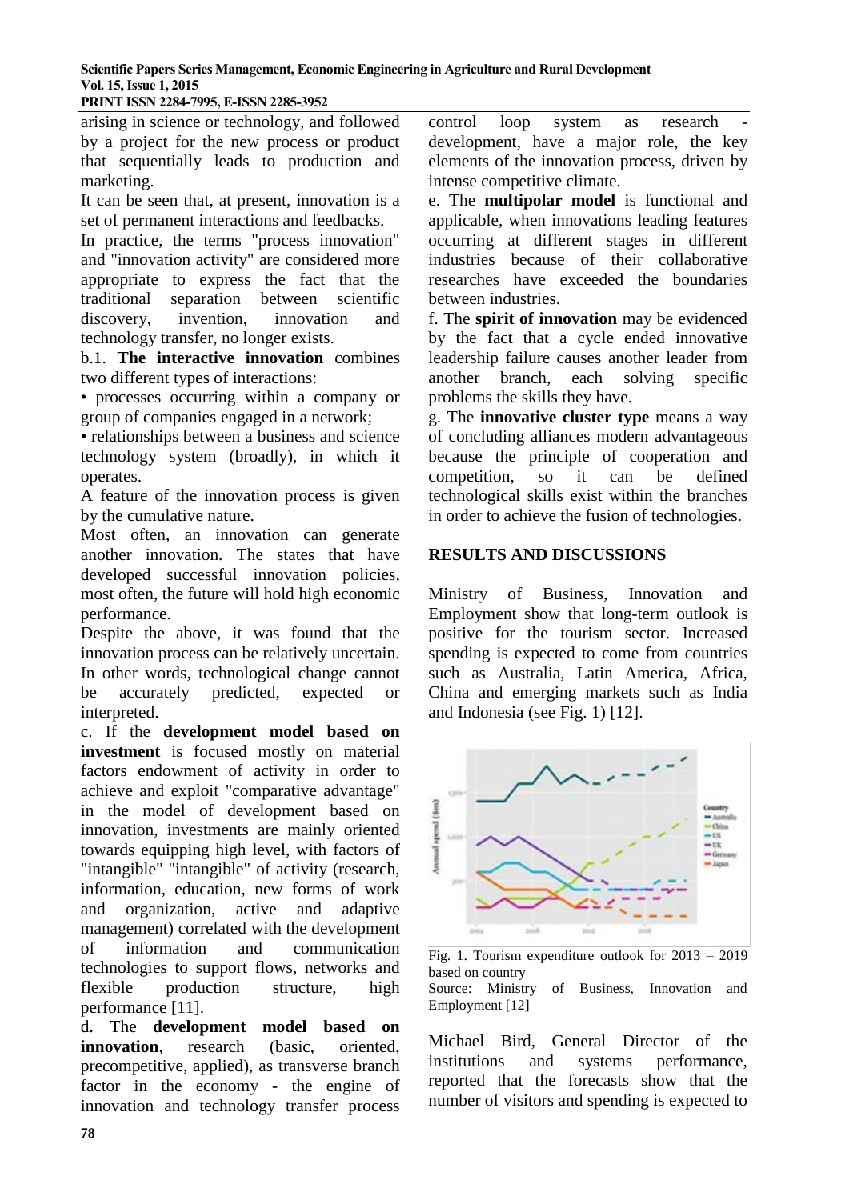arising in science or technology, and followed by a project for the new process or product that sequentially leads to production and marketing.

It can be seen that, at present, innovation is a set of permanent interactions and feedbacks.

In practice, the terms "process innovation" and "innovation activity" are considered more appropriate to express the fact that the traditional separation between scientific discovery, invention, innovation and technology transfer, no longer exists.

b.1. **The interactive innovation** combines two different types of interactions:

• processes occurring within a company or group of companies engaged in a network;

• relationships between a business and science technology system (broadly), in which it operates.

A feature of the innovation process is given by the cumulative nature.

Most often, an innovation can generate another innovation. The states that have developed successful innovation policies, most often, the future will hold high economic performance.

Despite the above, it was found that the innovation process can be relatively uncertain. In other words, technological change cannot be accurately predicted, expected or interpreted.

c. If the **development model based on investment** is focused mostly on material factors endowment of activity in order to achieve and exploit "comparative advantage" in the model of development based on innovation, investments are mainly oriented towards equipping high level, with factors of "intangible" "intangible" of activity (research, information, education, new forms of work and organization, active and adaptive management) correlated with the development of information and communication technologies to support flows, networks and flexible production structure, high performance [11].

d. The **development model based on innovation**, research (basic, oriented, precompetitive, applied), as transverse branch factor in the economy - the engine of innovation and technology transfer process control loop system as research - development, have a major role, the key elements of the innovation process, driven by intense competitive climate.

e. The **multipolar model** is functional and applicable, when innovations leading features occurring at different stages in different industries because of their collaborative researches have exceeded the boundaries between industries.

f. The **spirit of innovation** may be evidenced by the fact that a cycle ended innovative leadership failure causes another leader from another branch, each solving specific problems the skills they have.

g. The **innovative cluster type** means a way of concluding alliances modern advantageous because the principle of cooperation and competition, so it can be defined technological skills exist within the branches in order to achieve the fusion of technologies.

## RESULTS AND DISCUSSIONS

Ministry of Business, Innovation and Employment show that long-term outlook is positive for the tourism sector. Increased spending is expected to come from countries such as Australia, Latin America, Africa, China and emerging markets such as India and Indonesia (see Fig. 1) [12].

Fig. 1. Tourism expenditure outlook for 2013 – 2019 based on country

Source: Ministry of Business, Innovation and Employment [12]

Michael Bird, General Director of the institutions and systems performance, reported that the forecasts show that the number of visitors and spending is expected to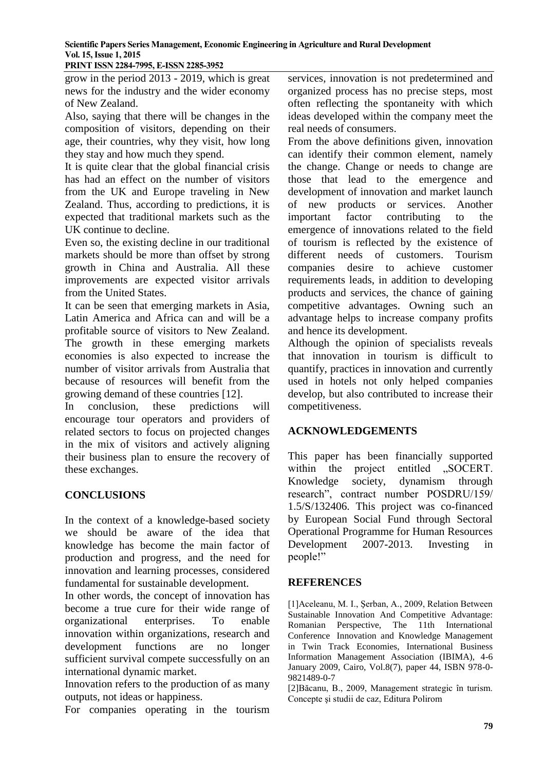grow in the period 2013 - 2019, which is great news for the industry and the wider economy of New Zealand.

Also, saying that there will be changes in the composition of visitors, depending on their age, their countries, why they visit, how long they stay and how much they spend.

It is quite clear that the global financial crisis has had an effect on the number of visitors from the UK and Europe traveling in New Zealand. Thus, according to predictions, it is expected that traditional markets such as the UK continue to decline.

Even so, the existing decline in our traditional markets should be more than offset by strong growth in China and Australia. All these improvements are expected visitor arrivals from the United States.

It can be seen that emerging markets in Asia, Latin America and Africa can and will be a profitable source of visitors to New Zealand. The growth in these emerging markets economies is also expected to increase the number of visitor arrivals from Australia that because of resources will benefit from the growing demand of these countries [12].

In conclusion, these predictions will encourage tour operators and providers of related sectors to focus on projected changes in the mix of visitors and actively aligning their business plan to ensure the recovery of these exchanges.

## CONCLUSIONS

In the context of a knowledge-based society we should be aware of the idea that knowledge has become the main factor of production and progress, and the need for innovation and learning processes, considered fundamental for sustainable development.

In other words, the concept of innovation has become a true cure for their wide range of organizational enterprises. To enable innovation within organizations, research and development functions are no longer sufficient survival compete successfully on an international dynamic market.

Innovation refers to the production of as many outputs, not ideas or happiness.

For companies operating in the tourism services, innovation is not predetermined and organized process has no precise steps, most often reflecting the spontaneity with which ideas developed within the company meet the real needs of consumers.

From the above definitions given, innovation can identify their common element, namely the change. Change or needs to change are those that lead to the emergence and development of innovation and market launch of new products or services. Another important factor contributing to the emergence of innovations related to the field of tourism is reflected by the existence of different needs of customers. Tourism companies desire to achieve customer requirements leads, in addition to developing products and services, the chance of gaining competitive advantages. Owning such an advantage helps to increase company profits and hence its development.

Although the opinion of specialists reveals that innovation in tourism is difficult to quantify, practices in innovation and currently used in hotels not only helped companies develop, but also contributed to increase their competitiveness.

## ACKNOWLEDGEMENTS

This paper has been financially supported within the project entitled „SOCERT. Knowledge society, dynamism through research", contract number POSDRU/159/ 1.5/S/132406. This project was co-financed by European Social Fund through Sectoral Operational Programme for Human Resources Development 2007-2013. Investing in people!"

## REFERENCES

[1]Aceleanu, M. I., Şerban, A., 2009, Relation Between Sustainable Innovation And Competitive Advantage: Romanian Perspective, The 11th International Conference Innovation and Knowledge Management in Twin Track Economies, International Business Information Management Association (IBIMA), 4-6 January 2009, Cairo, Vol.8(7), paper 44, ISBN 978-0-9821489-0-7

[2]Băcanu, B., 2009, Management strategic în turism. Concepte şi studii de caz, Editura Polirom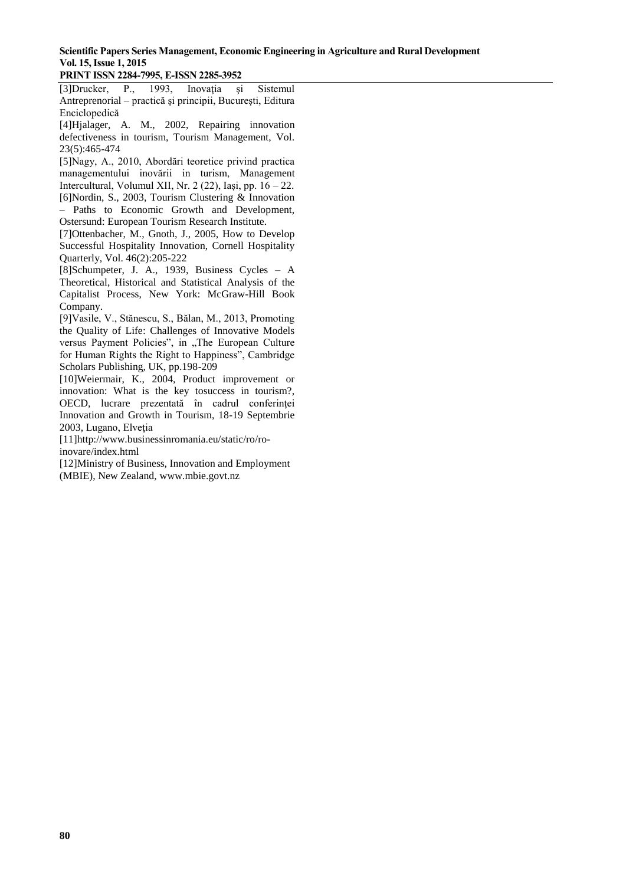[3]Drucker, P., 1993, Inovaţia şi Sistemul Antreprenorial – practică şi principii, Bucureşti, Editura Enciclopedică

[4]Hjalager, A. M., 2002, Repairing innovation defectiveness in tourism, Tourism Management, Vol. 23(5):465-474

[5]Nagy, A., 2010, Abordări teoretice privind practica managementului inovării in turism, Management Intercultural, Volumul XII, Nr. 2 (22), Iași, pp. 16 – 22.

[6]Nordin, S., 2003, Tourism Clustering & Innovation – Paths to Economic Growth and Development, Ostersund: European Tourism Research Institute.

[7]Ottenbacher, M., Gnoth, J., 2005, How to Develop Successful Hospitality Innovation, Cornell Hospitality Quarterly, Vol. 46(2):205-222

[8]Schumpeter, J. A., 1939, Business Cycles – A Theoretical, Historical and Statistical Analysis of the Capitalist Process, New York: McGraw-Hill Book Company.

[9]Vasile, V., Stănescu, S., Bălan, M., 2013, Promoting the Quality of Life: Challenges of Innovative Models versus Payment Policies", in „The European Culture for Human Rights the Right to Happiness", Cambridge Scholars Publishing, UK, pp.198-209

[10]Weiermair, K., 2004, Product improvement or innovation: What is the key tosuccess in tourism?, OECD, lucrare prezentată în cadrul conferinţei Innovation and Growth in Tourism, 18-19 Septembrie 2003, Lugano, Elveţia

[11]http://www.businessinromania.eu/static/ro/ro-inovare/index.html

[12]Ministry of Business, Innovation and Employment (MBIE), New Zealand, www.mbie.govt.nz